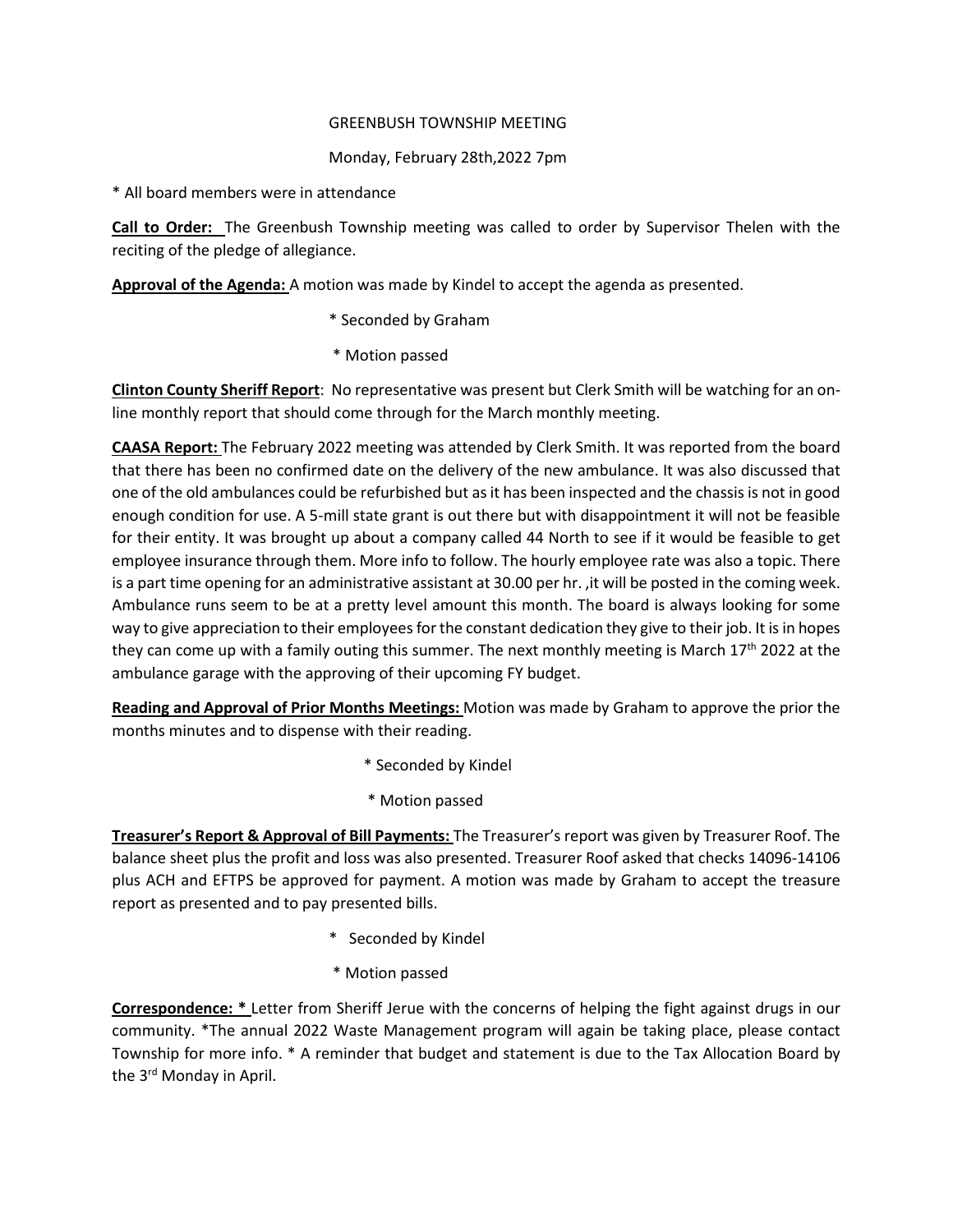GREENBUSH TOWNSHIP MEETING

Monday, February 28th,2022 7pm

* All board members were in attendance

**Call to Order:** The Greenbush Township meeting was called to order by Supervisor Thelen with the reciting of the pledge of allegiance.

**Approval of the Agenda:** A motion was made by Kindel to accept the agenda as presented.

* Seconded by Graham
* Motion passed

**Clinton County Sheriff Report**: No representative was present but Clerk Smith will be watching for an on-line monthly report that should come through for the March monthly meeting.

**CAASA Report:** The February 2022 meeting was attended by Clerk Smith. It was reported from the board that there has been no confirmed date on the delivery of the new ambulance. It was also discussed that one of the old ambulances could be refurbished but as it has been inspected and the chassis is not in good enough condition for use. A 5-mill state grant is out there but with disappointment it will not be feasible for their entity. It was brought up about a company called 44 North to see if it would be feasible to get employee insurance through them. More info to follow. The hourly employee rate was also a topic. There is a part time opening for an administrative assistant at 30.00 per hr. ,it will be posted in the coming week. Ambulance runs seem to be at a pretty level amount this month. The board is always looking for some way to give appreciation to their employees for the constant dedication they give to their job. It is in hopes they can come up with a family outing this summer. The next monthly meeting is March 17th 2022 at the ambulance garage with the approving of their upcoming FY budget.

**Reading and Approval of Prior Months Meetings:** Motion was made by Graham to approve the prior the months minutes and to dispense with their reading.

* Seconded by Kindel
* Motion passed

**Treasurer's Report & Approval of Bill Payments:** The Treasurer's report was given by Treasurer Roof. The balance sheet plus the profit and loss was also presented. Treasurer Roof asked that checks 14096-14106 plus ACH and EFTPS be approved for payment. A motion was made by Graham to accept the treasure report as presented and to pay presented bills.

* Seconded by Kindel
* Motion passed

**Correspondence:** * Letter from Sheriff Jerue with the concerns of helping the fight against drugs in our community. *The annual 2022 Waste Management program will again be taking place, please contact Township for more info. * A reminder that budget and statement is due to the Tax Allocation Board by the 3rd Monday in April.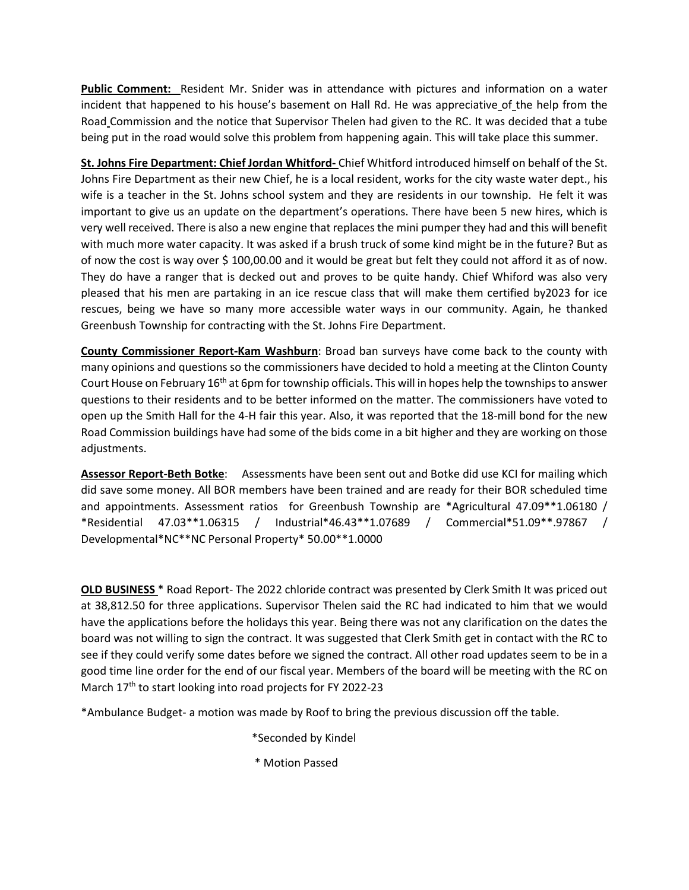**Public Comment:** Resident Mr. Snider was in attendance with pictures and information on a water incident that happened to his house's basement on Hall Rd. He was appreciative of the help from the Road Commission and the notice that Supervisor Thelen had given to the RC. It was decided that a tube being put in the road would solve this problem from happening again. This will take place this summer.

**St. Johns Fire Department: Chief Jordan Whitford-** Chief Whitford introduced himself on behalf of the St. Johns Fire Department as their new Chief, he is a local resident, works for the city waste water dept., his wife is a teacher in the St. Johns school system and they are residents in our township. He felt it was important to give us an update on the department's operations. There have been 5 new hires, which is very well received. There is also a new engine that replaces the mini pumper they had and this will benefit with much more water capacity. It was asked if a brush truck of some kind might be in the future? But as of now the cost is way over $ 100,00.00 and it would be great but felt they could not afford it as of now. They do have a ranger that is decked out and proves to be quite handy. Chief Whiford was also very pleased that his men are partaking in an ice rescue class that will make them certified by2023 for ice rescues, being we have so many more accessible water ways in our community. Again, he thanked Greenbush Township for contracting with the St. Johns Fire Department.

**County Commissioner Report-Kam Washburn**: Broad ban surveys have come back to the county with many opinions and questions so the commissioners have decided to hold a meeting at the Clinton County Court House on February 16th at 6pm for township officials. This will in hopes help the townships to answer questions to their residents and to be better informed on the matter. The commissioners have voted to open up the Smith Hall for the 4-H fair this year. Also, it was reported that the 18-mill bond for the new Road Commission buildings have had some of the bids come in a bit higher and they are working on those adjustments.

**Assessor Report-Beth Botke**: Assessments have been sent out and Botke did use KCI for mailing which did save some money. All BOR members have been trained and are ready for their BOR scheduled time and appointments. Assessment ratios for Greenbush Township are *Agricultural 47.09**1.06180 / *Residential 47.03**1.06315 / Industrial*46.43**1.07689 / Commercial*51.09**.97867 / Developmental*NC**NC Personal Property* 50.00**1.0000

**OLD BUSINESS** * Road Report- The 2022 chloride contract was presented by Clerk Smith It was priced out at 38,812.50 for three applications. Supervisor Thelen said the RC had indicated to him that we would have the applications before the holidays this year. Being there was not any clarification on the dates the board was not willing to sign the contract. It was suggested that Clerk Smith get in contact with the RC to see if they could verify some dates before we signed the contract. All other road updates seem to be in a good time line order for the end of our fiscal year. Members of the board will be meeting with the RC on March 17th to start looking into road projects for FY 2022-23

*Ambulance Budget- a motion was made by Roof to bring the previous discussion off the table.

*Seconded by Kindel

* Motion Passed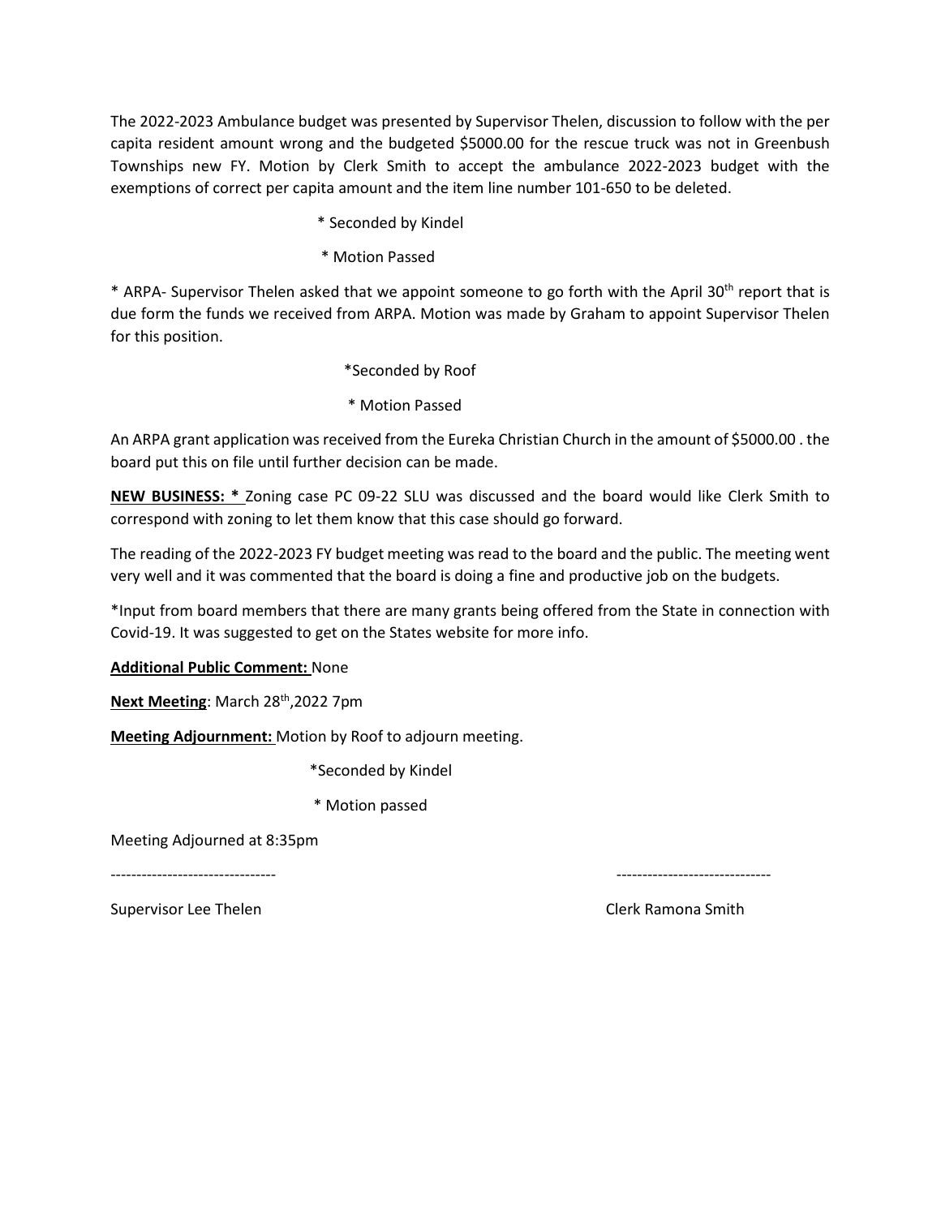The 2022-2023 Ambulance budget was presented by Supervisor Thelen, discussion to follow with the per capita resident amount wrong and the budgeted $5000.00 for the rescue truck was not in Greenbush Townships new FY. Motion by Clerk Smith to accept the ambulance 2022-2023 budget with the exemptions of correct per capita amount and the item line number 101-650 to be deleted.

* Seconded by Kindel

* Motion Passed

* ARPA- Supervisor Thelen asked that we appoint someone to go forth with the April 30th report that is due form the funds we received from ARPA. Motion was made by Graham to appoint Supervisor Thelen for this position.

*Seconded by Roof

* Motion Passed

An ARPA grant application was received from the Eureka Christian Church in the amount of $5000.00 . the board put this on file until further decision can be made.

**NEW BUSINESS: *** Zoning case PC 09-22 SLU was discussed and the board would like Clerk Smith to correspond with zoning to let them know that this case should go forward.

The reading of the 2022-2023 FY budget meeting was read to the board and the public. The meeting went very well and it was commented that the board is doing a fine and productive job on the budgets.

*Input from board members that there are many grants being offered from the State in connection with Covid-19. It was suggested to get on the States website for more info.

**Additional Public Comment:** None

**Next Meeting**: March 28th,2022 7pm

**Meeting Adjournment:** Motion by Roof to adjourn meeting.

*Seconded by Kindel

* Motion passed

Meeting Adjourned at 8:35pm

-------------------------------- ------------------------------

Supervisor Lee Thelen Clerk Ramona Smith